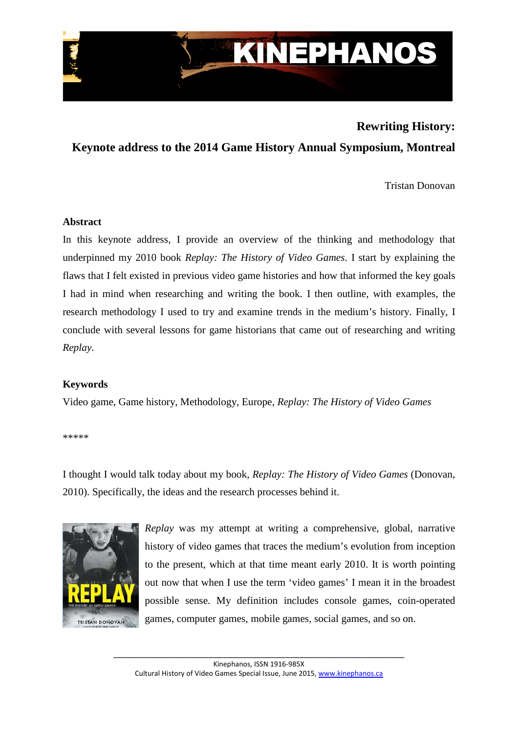# Rewriting History:

## Keynote address to the 2014 Game History Annual Symposium, Montreal

Tristan Donovan

**Abstract**

In this keynote address, I provide an overview of the thinking and methodology that underpinned my 2010 book *Replay: The History of Video Games*. I start by explaining the flaws that I felt existed in previous video game histories and how that informed the key goals I had in mind when researching and writing the book. I then outline, with examples, the research methodology I used to try and examine trends in the medium's history. Finally, I conclude with several lessons for game historians that came out of researching and writing *Replay*.

**Keywords**

Video game, Game history, Methodology, Europe, *Replay: The History of Video Games*

*****

I thought I would talk today about my book, *Replay: The History of Video Games* (Donovan, 2010). Specifically, the ideas and the research processes behind it.

*Replay* was my attempt at writing a comprehensive, global, narrative history of video games that traces the medium's evolution from inception to the present, which at that time meant early 2010. It is worth pointing out now that when I use the term 'video games' I mean it in the broadest possible sense. My definition includes console games, coin-operated games, computer games, mobile games, social games, and so on.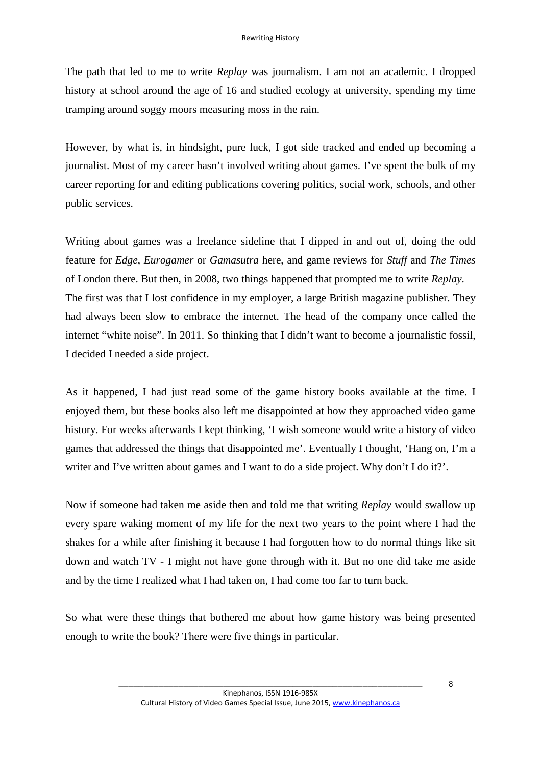The path that led to me to write *Replay* was journalism. I am not an academic. I dropped history at school around the age of 16 and studied ecology at university, spending my time tramping around soggy moors measuring moss in the rain.

However, by what is, in hindsight, pure luck, I got side tracked and ended up becoming a journalist. Most of my career hasn't involved writing about games. I've spent the bulk of my career reporting for and editing publications covering politics, social work, schools, and other public services.

Writing about games was a freelance sideline that I dipped in and out of, doing the odd feature for *Edge*, *Eurogamer* or *Gamasutra* here, and game reviews for *Stuff* and *The Times* of London there. But then, in 2008, two things happened that prompted me to write *Replay*. The first was that I lost confidence in my employer, a large British magazine publisher. They had always been slow to embrace the internet. The head of the company once called the internet "white noise". In 2011. So thinking that I didn't want to become a journalistic fossil, I decided I needed a side project.

As it happened, I had just read some of the game history books available at the time. I enjoyed them, but these books also left me disappointed at how they approached video game history. For weeks afterwards I kept thinking, 'I wish someone would write a history of video games that addressed the things that disappointed me'. Eventually I thought, 'Hang on, I'm a writer and I've written about games and I want to do a side project. Why don't I do it?'.

Now if someone had taken me aside then and told me that writing *Replay* would swallow up every spare waking moment of my life for the next two years to the point where I had the shakes for a while after finishing it because I had forgotten how to do normal things like sit down and watch TV - I might not have gone through with it. But no one did take me aside and by the time I realized what I had taken on, I had come too far to turn back.

So what were these things that bothered me about how game history was being presented enough to write the book? There were five things in particular.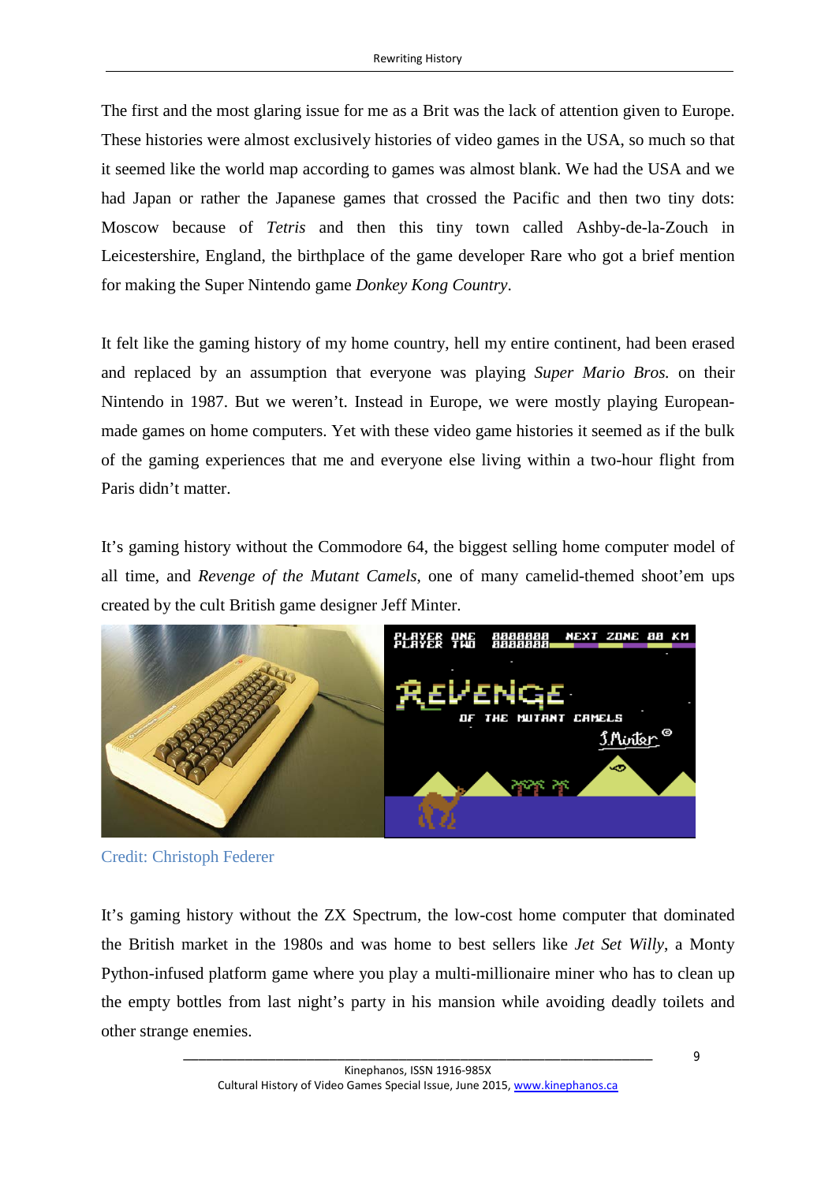The first and the most glaring issue for me as a Brit was the lack of attention given to Europe. These histories were almost exclusively histories of video games in the USA, so much so that it seemed like the world map according to games was almost blank. We had the USA and we had Japan or rather the Japanese games that crossed the Pacific and then two tiny dots: Moscow because of *Tetris* and then this tiny town called Ashby-de-la-Zouch in Leicestershire, England, the birthplace of the game developer Rare who got a brief mention for making the Super Nintendo game *Donkey Kong Country*.

It felt like the gaming history of my home country, hell my entire continent, had been erased and replaced by an assumption that everyone was playing *Super Mario Bros.* on their Nintendo in 1987. But we weren't. Instead in Europe, we were mostly playing European-made games on home computers. Yet with these video game histories it seemed as if the bulk of the gaming experiences that me and everyone else living within a two-hour flight from Paris didn't matter.

It's gaming history without the Commodore 64, the biggest selling home computer model of all time, and *Revenge of the Mutant Camels*, one of many camelid-themed shoot'em ups created by the cult British game designer Jeff Minter.

Credit: Christoph Federer

It's gaming history without the ZX Spectrum, the low-cost home computer that dominated the British market in the 1980s and was home to best sellers like *Jet Set Willy*, a Monty Python-infused platform game where you play a multi-millionaire miner who has to clean up the empty bottles from last night's party in his mansion while avoiding deadly toilets and other strange enemies.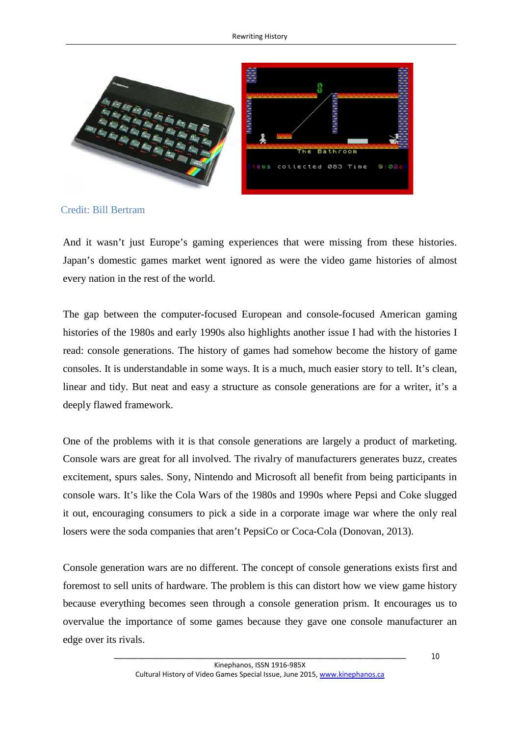Credit: Bill Bertram

And it wasn't just Europe's gaming experiences that were missing from these histories. Japan's domestic games market went ignored as were the video game histories of almost every nation in the rest of the world.

The gap between the computer-focused European and console-focused American gaming histories of the 1980s and early 1990s also highlights another issue I had with the histories I read: console generations. The history of games had somehow become the history of game consoles. It is understandable in some ways. It is a much, much easier story to tell. It's clean, linear and tidy. But neat and easy a structure as console generations are for a writer, it's a deeply flawed framework.

One of the problems with it is that console generations are largely a product of marketing. Console wars are great for all involved. The rivalry of manufacturers generates buzz, creates excitement, spurs sales. Sony, Nintendo and Microsoft all benefit from being participants in console wars. It's like the Cola Wars of the 1980s and 1990s where Pepsi and Coke slugged it out, encouraging consumers to pick a side in a corporate image war where the only real losers were the soda companies that aren't PepsiCo or Coca-Cola (Donovan, 2013).

Console generation wars are no different. The concept of console generations exists first and foremost to sell units of hardware. The problem is this can distort how we view game history because everything becomes seen through a console generation prism. It encourages us to overvalue the importance of some games because they gave one console manufacturer an edge over its rivals.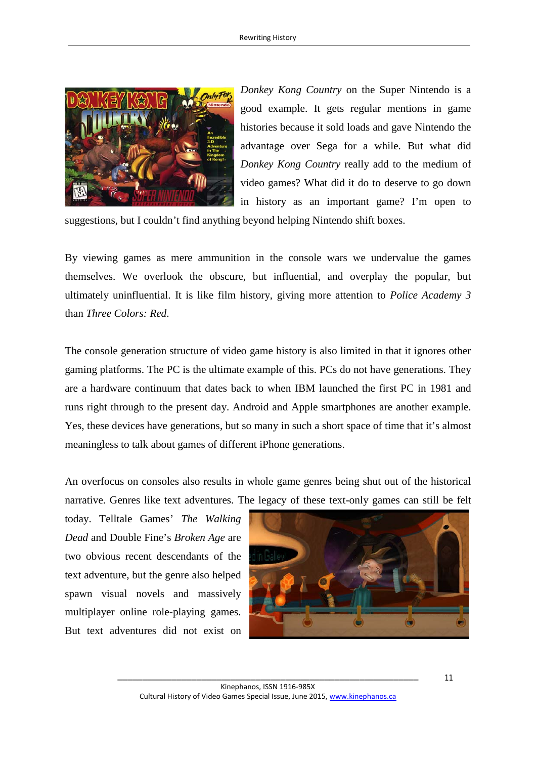*Donkey Kong Country* on the Super Nintendo is a good example. It gets regular mentions in game histories because it sold loads and gave Nintendo the advantage over Sega for a while. But what did *Donkey Kong Country* really add to the medium of video games? What did it do to deserve to go down in history as an important game? I'm open to suggestions, but I couldn't find anything beyond helping Nintendo shift boxes.

By viewing games as mere ammunition in the console wars we undervalue the games themselves. We overlook the obscure, but influential, and overplay the popular, but ultimately uninfluential. It is like film history, giving more attention to *Police Academy 3* than *Three Colors: Red*.

The console generation structure of video game history is also limited in that it ignores other gaming platforms. The PC is the ultimate example of this. PCs do not have generations. They are a hardware continuum that dates back to when IBM launched the first PC in 1981 and runs right through to the present day. Android and Apple smartphones are another example. Yes, these devices have generations, but so many in such a short space of time that it's almost meaningless to talk about games of different iPhone generations.

An overfocus on consoles also results in whole game genres being shut out of the historical narrative. Genres like text adventures. The legacy of these text-only games can still be felt today. Telltale Games' *The Walking Dead* and Double Fine's *Broken Age* are two obvious recent descendants of the text adventure, but the genre also helped spawn visual novels and massively multiplayer online role-playing games. But text adventures did not exist on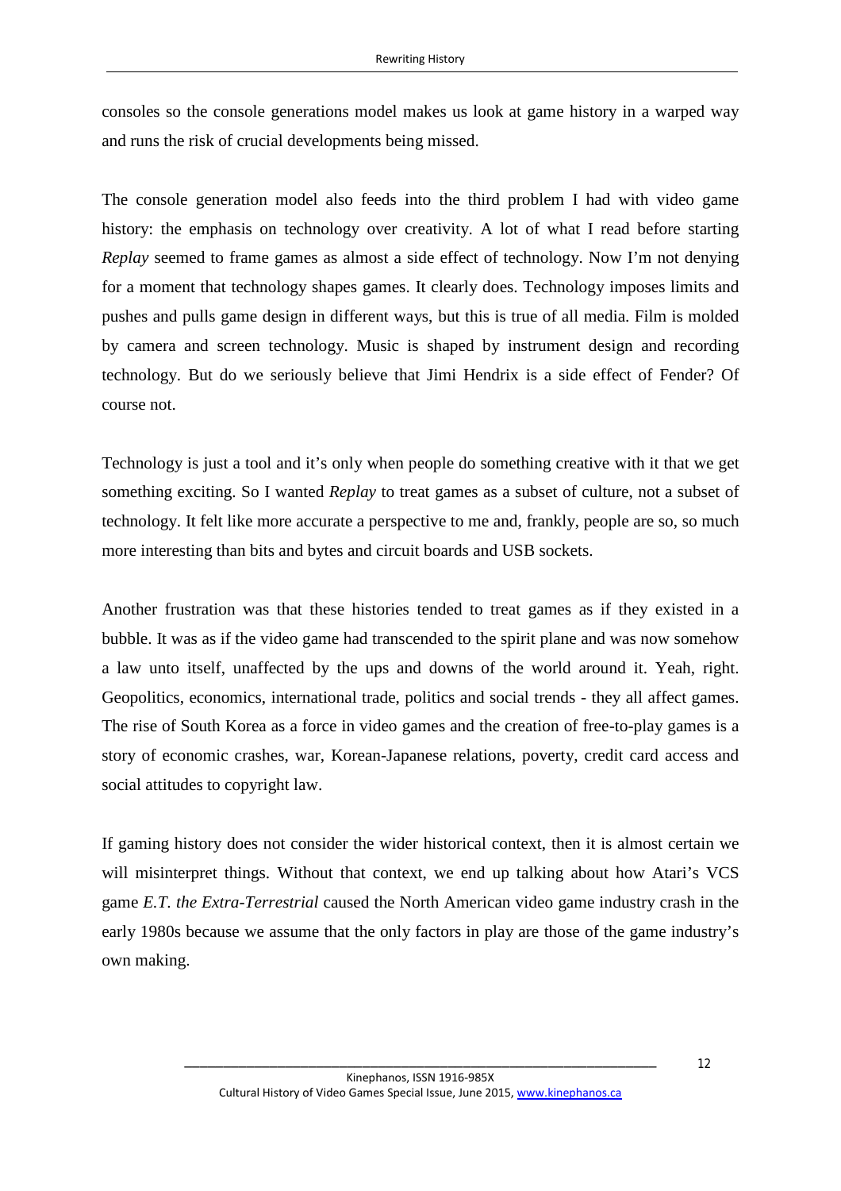consoles so the console generations model makes us look at game history in a warped way and runs the risk of crucial developments being missed.

The console generation model also feeds into the third problem I had with video game history: the emphasis on technology over creativity. A lot of what I read before starting *Replay* seemed to frame games as almost a side effect of technology. Now I'm not denying for a moment that technology shapes games. It clearly does. Technology imposes limits and pushes and pulls game design in different ways, but this is true of all media. Film is molded by camera and screen technology. Music is shaped by instrument design and recording technology. But do we seriously believe that Jimi Hendrix is a side effect of Fender? Of course not.

Technology is just a tool and it's only when people do something creative with it that we get something exciting. So I wanted *Replay* to treat games as a subset of culture, not a subset of technology. It felt like more accurate a perspective to me and, frankly, people are so, so much more interesting than bits and bytes and circuit boards and USB sockets.

Another frustration was that these histories tended to treat games as if they existed in a bubble. It was as if the video game had transcended to the spirit plane and was now somehow a law unto itself, unaffected by the ups and downs of the world around it. Yeah, right. Geopolitics, economics, international trade, politics and social trends - they all affect games. The rise of South Korea as a force in video games and the creation of free-to-play games is a story of economic crashes, war, Korean-Japanese relations, poverty, credit card access and social attitudes to copyright law.

If gaming history does not consider the wider historical context, then it is almost certain we will misinterpret things. Without that context, we end up talking about how Atari's VCS game *E.T. the Extra-Terrestrial* caused the North American video game industry crash in the early 1980s because we assume that the only factors in play are those of the game industry's own making.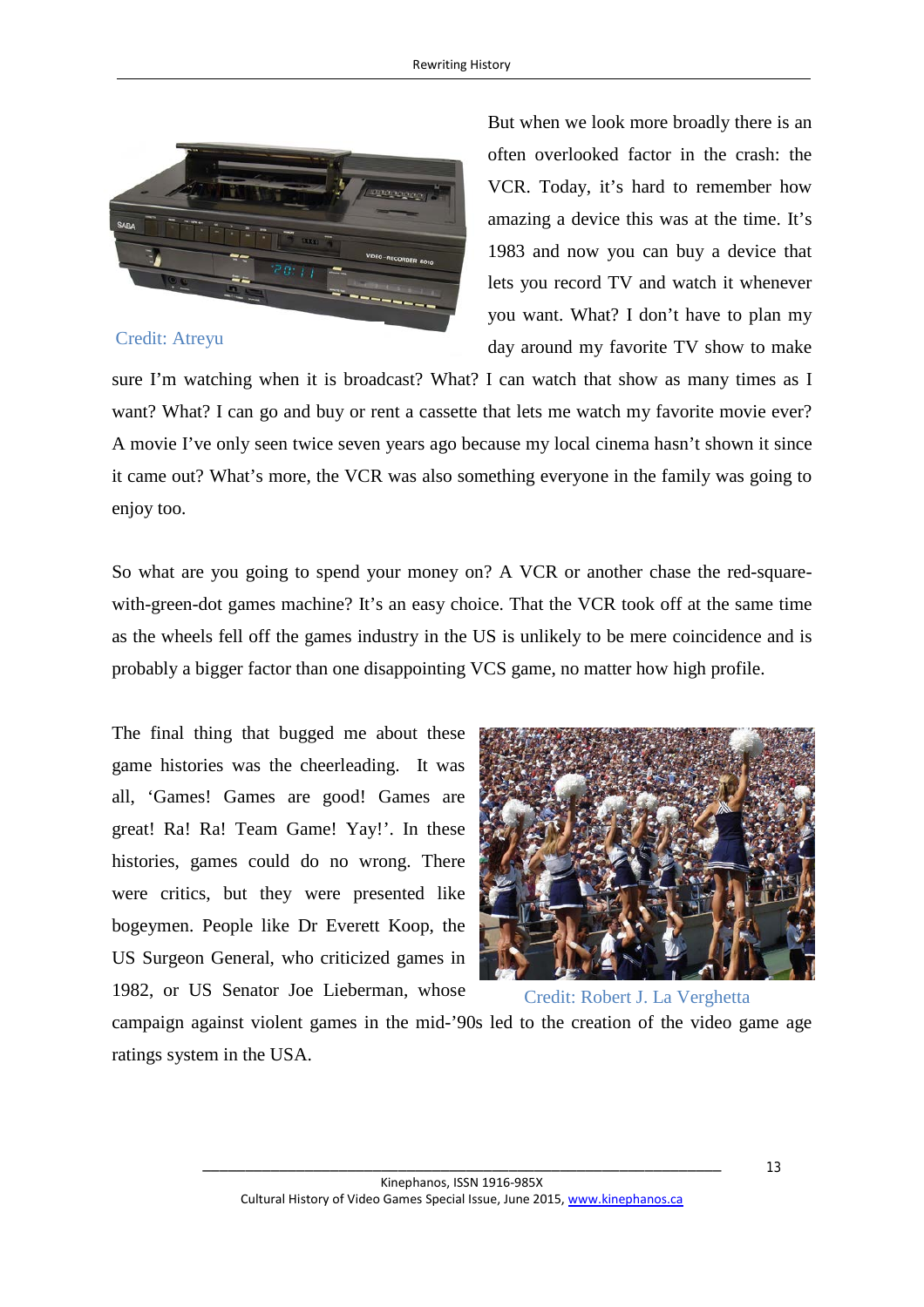Credit: Atreyu

But when we look more broadly there is an often overlooked factor in the crash: the VCR. Today, it's hard to remember how amazing a device this was at the time. It's 1983 and now you can buy a device that lets you record TV and watch it whenever you want. What? I don't have to plan my day around my favorite TV show to make sure I'm watching when it is broadcast? What? I can watch that show as many times as I want? What? I can go and buy or rent a cassette that lets me watch my favorite movie ever? A movie I've only seen twice seven years ago because my local cinema hasn't shown it since it came out? What's more, the VCR was also something everyone in the family was going to enjoy too.

So what are you going to spend your money on? A VCR or another chase the red-square-with-green-dot games machine? It's an easy choice. That the VCR took off at the same time as the wheels fell off the games industry in the US is unlikely to be mere coincidence and is probably a bigger factor than one disappointing VCS game, no matter how high profile.

The final thing that bugged me about these game histories was the cheerleading. It was all, 'Games! Games are good! Games are great! Ra! Ra! Team Game! Yay!'. In these histories, games could do no wrong. There were critics, but they were presented like bogeymen. People like Dr Everett Koop, the US Surgeon General, who criticized games in 1982, or US Senator Joe Lieberman, whose campaign against violent games in the mid-'90s led to the creation of the video game age ratings system in the USA.

Credit: Robert J. La Verghetta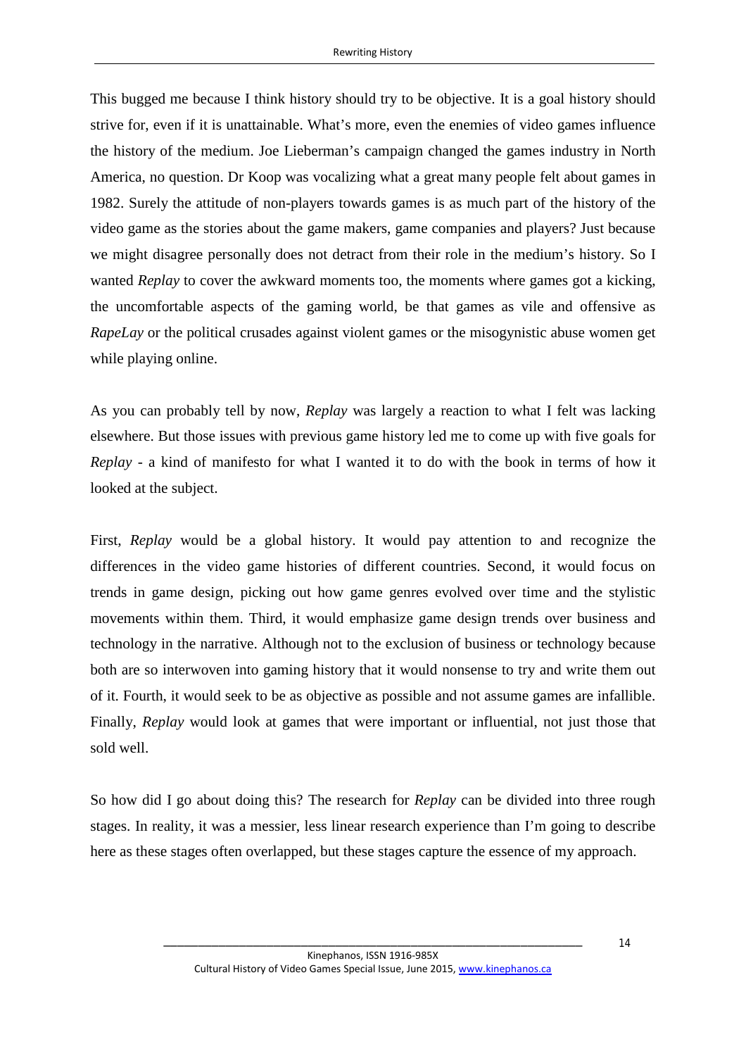This bugged me because I think history should try to be objective. It is a goal history should strive for, even if it is unattainable. What's more, even the enemies of video games influence the history of the medium. Joe Lieberman's campaign changed the games industry in North America, no question. Dr Koop was vocalizing what a great many people felt about games in 1982. Surely the attitude of non-players towards games is as much part of the history of the video game as the stories about the game makers, game companies and players? Just because we might disagree personally does not detract from their role in the medium's history. So I wanted *Replay* to cover the awkward moments too, the moments where games got a kicking, the uncomfortable aspects of the gaming world, be that games as vile and offensive as *RapeLay* or the political crusades against violent games or the misogynistic abuse women get while playing online.

As you can probably tell by now, *Replay* was largely a reaction to what I felt was lacking elsewhere. But those issues with previous game history led me to come up with five goals for *Replay* - a kind of manifesto for what I wanted it to do with the book in terms of how it looked at the subject.

First, *Replay* would be a global history. It would pay attention to and recognize the differences in the video game histories of different countries. Second, it would focus on trends in game design, picking out how game genres evolved over time and the stylistic movements within them. Third, it would emphasize game design trends over business and technology in the narrative. Although not to the exclusion of business or technology because both are so interwoven into gaming history that it would nonsense to try and write them out of it. Fourth, it would seek to be as objective as possible and not assume games are infallible. Finally, *Replay* would look at games that were important or influential, not just those that sold well.

So how did I go about doing this? The research for *Replay* can be divided into three rough stages. In reality, it was a messier, less linear research experience than I'm going to describe here as these stages often overlapped, but these stages capture the essence of my approach.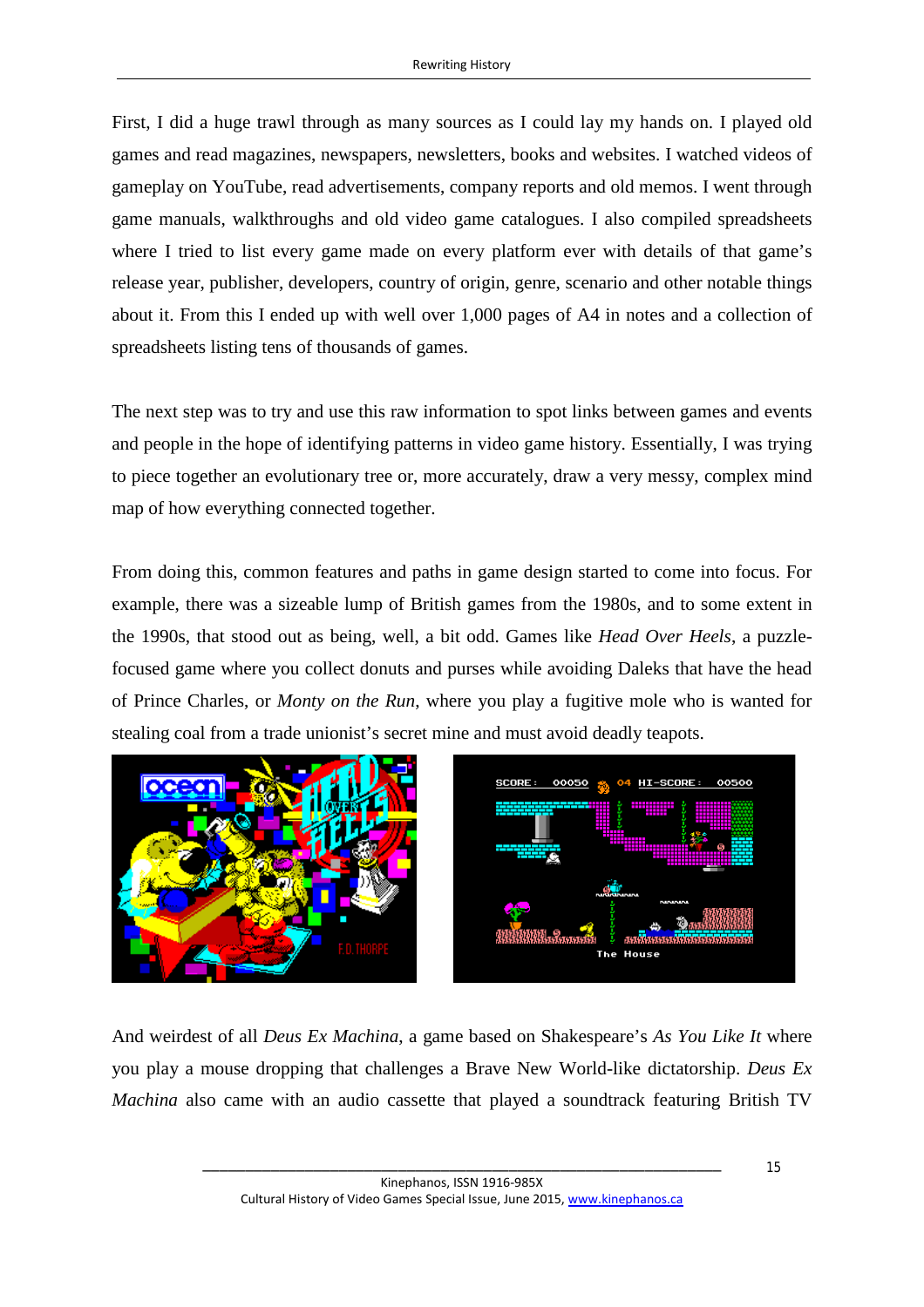First, I did a huge trawl through as many sources as I could lay my hands on. I played old games and read magazines, newspapers, newsletters, books and websites. I watched videos of gameplay on YouTube, read advertisements, company reports and old memos. I went through game manuals, walkthroughs and old video game catalogues. I also compiled spreadsheets where I tried to list every game made on every platform ever with details of that game's release year, publisher, developers, country of origin, genre, scenario and other notable things about it. From this I ended up with well over 1,000 pages of A4 in notes and a collection of spreadsheets listing tens of thousands of games.

The next step was to try and use this raw information to spot links between games and events and people in the hope of identifying patterns in video game history. Essentially, I was trying to piece together an evolutionary tree or, more accurately, draw a very messy, complex mind map of how everything connected together.

From doing this, common features and paths in game design started to come into focus. For example, there was a sizeable lump of British games from the 1980s, and to some extent in the 1990s, that stood out as being, well, a bit odd. Games like *Head Over Heels*, a puzzle-focused game where you collect donuts and purses while avoiding Daleks that have the head of Prince Charles, or *Monty on the Run*, where you play a fugitive mole who is wanted for stealing coal from a trade unionist's secret mine and must avoid deadly teapots.

And weirdest of all *Deus Ex Machina*, a game based on Shakespeare's *As You Like It* where you play a mouse dropping that challenges a Brave New World-like dictatorship. *Deus Ex Machina* also came with an audio cassette that played a soundtrack featuring British TV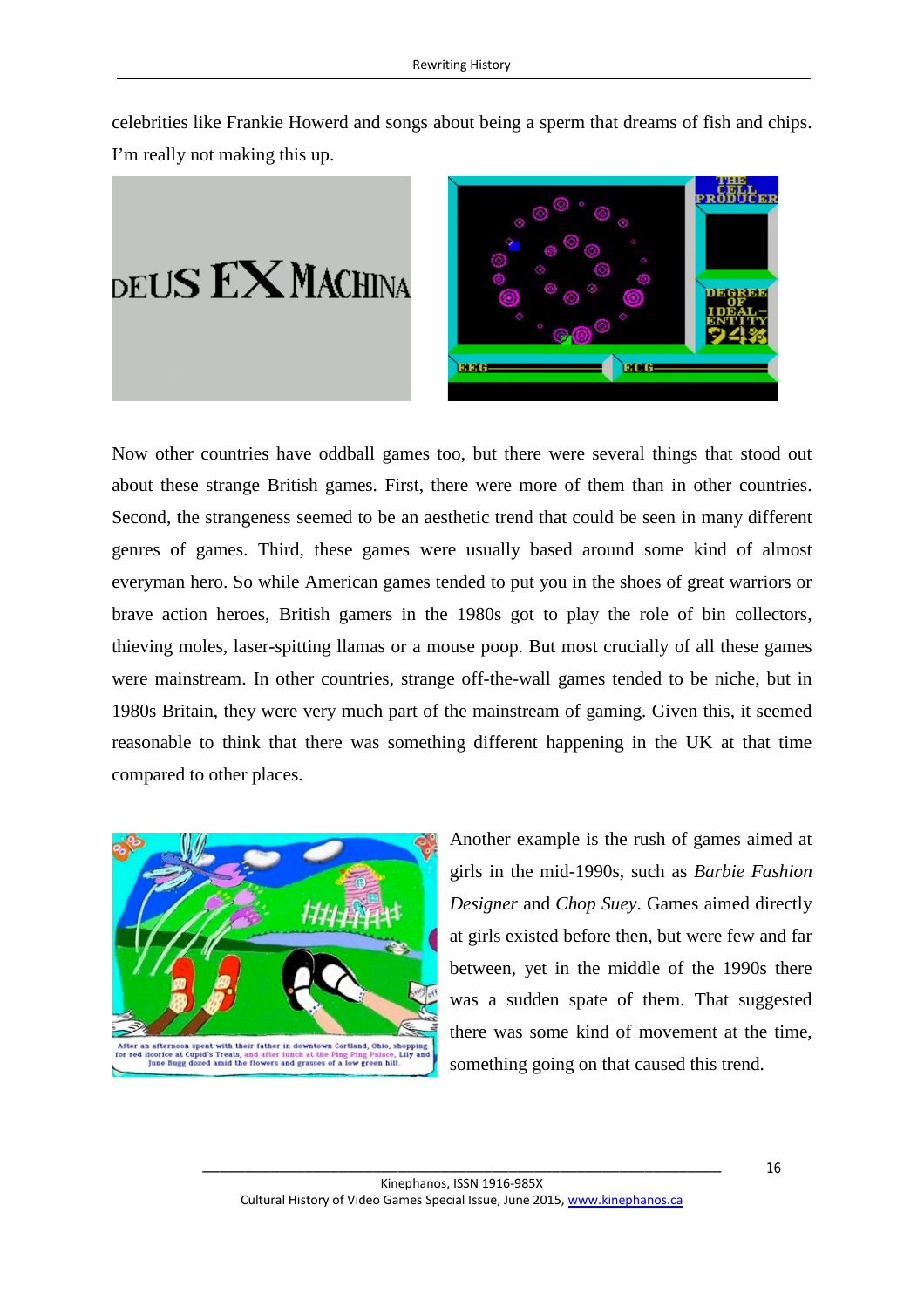celebrities like Frankie Howerd and songs about being a sperm that dreams of fish and chips. I'm really not making this up.

Now other countries have oddball games too, but there were several things that stood out about these strange British games. First, there were more of them than in other countries. Second, the strangeness seemed to be an aesthetic trend that could be seen in many different genres of games. Third, these games were usually based around some kind of almost everyman hero. So while American games tended to put you in the shoes of great warriors or brave action heroes, British gamers in the 1980s got to play the role of bin collectors, thieving moles, laser-spitting llamas or a mouse poop. But most crucially of all these games were mainstream. In other countries, strange off-the-wall games tended to be niche, but in 1980s Britain, they were very much part of the mainstream of gaming. Given this, it seemed reasonable to think that there was something different happening in the UK at that time compared to other places.

Another example is the rush of games aimed at girls in the mid-1990s, such as *Barbie Fashion Designer* and *Chop Suey*. Games aimed directly at girls existed before then, but were few and far between, yet in the middle of the 1990s there was a sudden spate of them. That suggested there was some kind of movement at the time, something going on that caused this trend.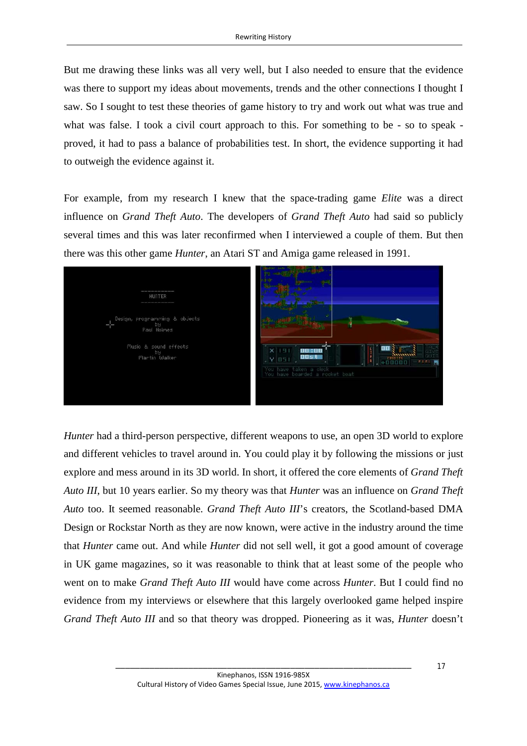But me drawing these links was all very well, but I also needed to ensure that the evidence was there to support my ideas about movements, trends and the other connections I thought I saw. So I sought to test these theories of game history to try and work out what was true and what was false. I took a civil court approach to this. For something to be - so to speak - proved, it had to pass a balance of probabilities test. In short, the evidence supporting it had to outweigh the evidence against it.

For example, from my research I knew that the space-trading game *Elite* was a direct influence on *Grand Theft Auto*. The developers of *Grand Theft Auto* had said so publicly several times and this was later reconfirmed when I interviewed a couple of them. But then there was this other game *Hunter*, an Atari ST and Amiga game released in 1991.

*Hunter* had a third-person perspective, different weapons to use, an open 3D world to explore and different vehicles to travel around in. You could play it by following the missions or just explore and mess around in its 3D world. In short, it offered the core elements of *Grand Theft Auto III*, but 10 years earlier. So my theory was that *Hunter* was an influence on *Grand Theft Auto* too. It seemed reasonable. *Grand Theft Auto III*'s creators, the Scotland-based DMA Design or Rockstar North as they are now known, were active in the industry around the time that *Hunter* came out. And while *Hunter* did not sell well, it got a good amount of coverage in UK game magazines, so it was reasonable to think that at least some of the people who went on to make *Grand Theft Auto III* would have come across *Hunter*. But I could find no evidence from my interviews or elsewhere that this largely overlooked game helped inspire *Grand Theft Auto III* and so that theory was dropped. Pioneering as it was, *Hunter* doesn't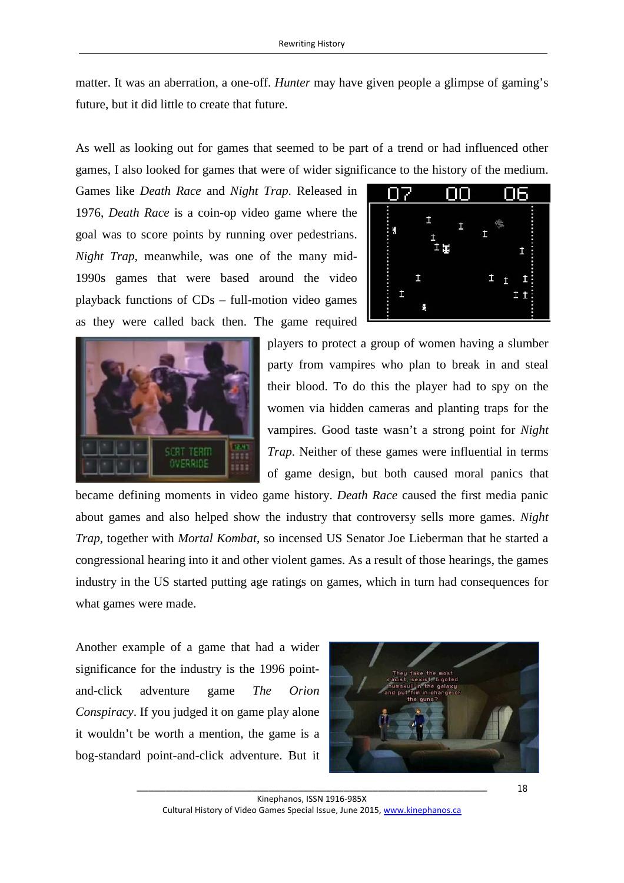matter. It was an aberration, a one-off. *Hunter* may have given people a glimpse of gaming's future, but it did little to create that future.

As well as looking out for games that seemed to be part of a trend or had influenced other games, I also looked for games that were of wider significance to the history of the medium. Games like *Death Race* and *Night Trap*. Released in 1976, *Death Race* is a coin-op video game where the goal was to score points by running over pedestrians. *Night Trap*, meanwhile, was one of the many mid-1990s games that were based around the video playback functions of CDs – full-motion video games as they were called back then. The game required players to protect a group of women having a slumber party from vampires who plan to break in and steal their blood. To do this the player had to spy on the women via hidden cameras and planting traps for the vampires. Good taste wasn't a strong point for *Night Trap*. Neither of these games were influential in terms of game design, but both caused moral panics that became defining moments in video game history. *Death Race* caused the first media panic about games and also helped show the industry that controversy sells more games. *Night Trap*, together with *Mortal Kombat*, so incensed US Senator Joe Lieberman that he started a congressional hearing into it and other violent games. As a result of those hearings, the games industry in the US started putting age ratings on games, which in turn had consequences for what games were made.

Another example of a game that had a wider significance for the industry is the 1996 point-and-click adventure game *The Orion Conspiracy*. If you judged it on game play alone it wouldn't be worth a mention, the game is a bog-standard point-and-click adventure. But it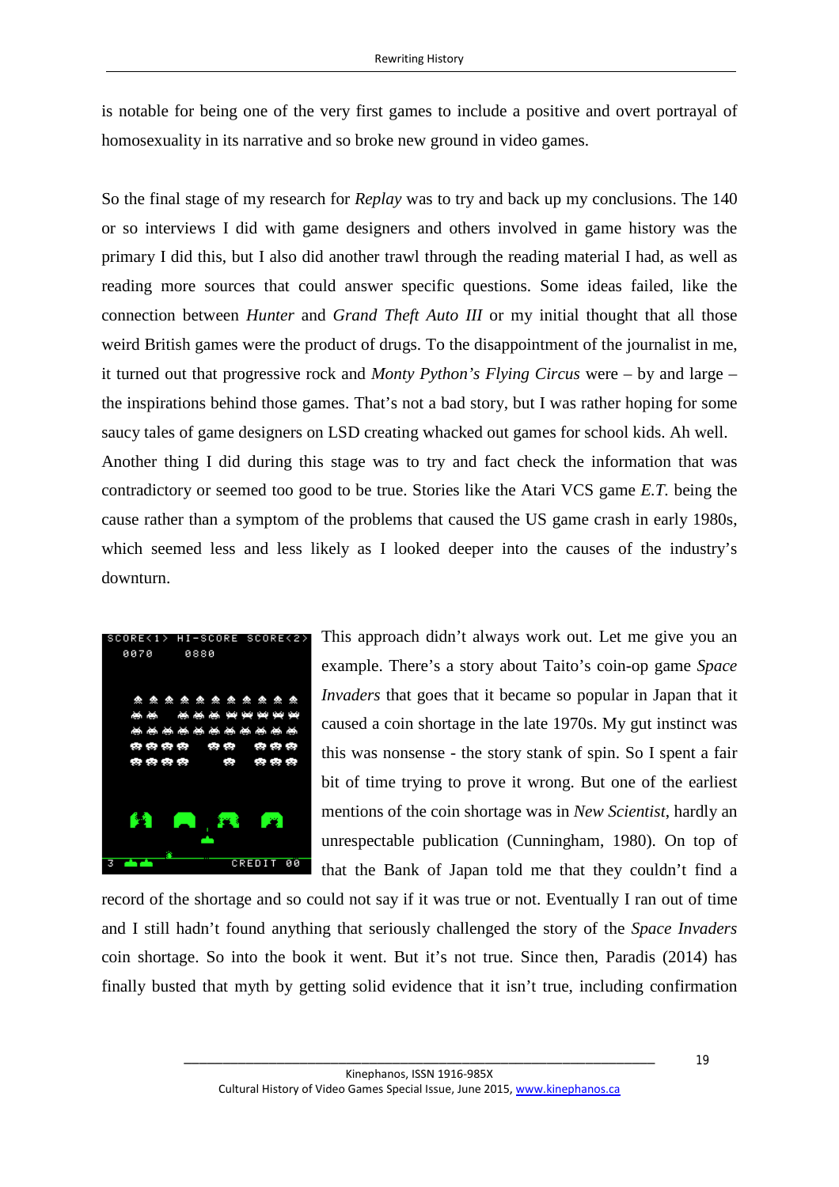is notable for being one of the very first games to include a positive and overt portrayal of homosexuality in its narrative and so broke new ground in video games.

So the final stage of my research for *Replay* was to try and back up my conclusions. The 140 or so interviews I did with game designers and others involved in game history was the primary I did this, but I also did another trawl through the reading material I had, as well as reading more sources that could answer specific questions. Some ideas failed, like the connection between *Hunter* and *Grand Theft Auto III* or my initial thought that all those weird British games were the product of drugs. To the disappointment of the journalist in me, it turned out that progressive rock and *Monty Python's Flying Circus* were – by and large – the inspirations behind those games. That's not a bad story, but I was rather hoping for some saucy tales of game designers on LSD creating whacked out games for school kids. Ah well. Another thing I did during this stage was to try and fact check the information that was contradictory or seemed too good to be true. Stories like the Atari VCS game *E.T.* being the cause rather than a symptom of the problems that caused the US game crash in early 1980s, which seemed less and less likely as I looked deeper into the causes of the industry's downturn.

This approach didn't always work out. Let me give you an example. There's a story about Taito's coin-op game *Space Invaders* that goes that it became so popular in Japan that it caused a coin shortage in the late 1970s. My gut instinct was this was nonsense - the story stank of spin. So I spent a fair bit of time trying to prove it wrong. But one of the earliest mentions of the coin shortage was in *New Scientist*, hardly an unrespectable publication (Cunningham, 1980). On top of that the Bank of Japan told me that they couldn't find a record of the shortage and so could not say if it was true or not. Eventually I ran out of time and I still hadn't found anything that seriously challenged the story of the *Space Invaders* coin shortage. So into the book it went. But it's not true. Since then, Paradis (2014) has finally busted that myth by getting solid evidence that it isn't true, including confirmation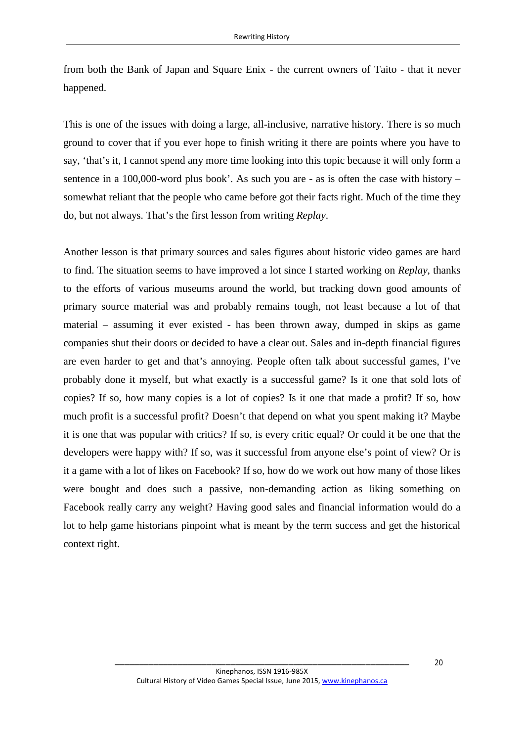from both the Bank of Japan and Square Enix - the current owners of Taito - that it never happened.

This is one of the issues with doing a large, all-inclusive, narrative history. There is so much ground to cover that if you ever hope to finish writing it there are points where you have to say, 'that's it, I cannot spend any more time looking into this topic because it will only form a sentence in a 100,000-word plus book'. As such you are - as is often the case with history – somewhat reliant that the people who came before got their facts right. Much of the time they do, but not always. That's the first lesson from writing *Replay*.

Another lesson is that primary sources and sales figures about historic video games are hard to find. The situation seems to have improved a lot since I started working on *Replay*, thanks to the efforts of various museums around the world, but tracking down good amounts of primary source material was and probably remains tough, not least because a lot of that material – assuming it ever existed - has been thrown away, dumped in skips as game companies shut their doors or decided to have a clear out. Sales and in-depth financial figures are even harder to get and that's annoying. People often talk about successful games, I've probably done it myself, but what exactly is a successful game? Is it one that sold lots of copies? If so, how many copies is a lot of copies? Is it one that made a profit? If so, how much profit is a successful profit? Doesn't that depend on what you spent making it? Maybe it is one that was popular with critics? If so, is every critic equal? Or could it be one that the developers were happy with? If so, was it successful from anyone else's point of view? Or is it a game with a lot of likes on Facebook? If so, how do we work out how many of those likes were bought and does such a passive, non-demanding action as liking something on Facebook really carry any weight? Having good sales and financial information would do a lot to help game historians pinpoint what is meant by the term success and get the historical context right.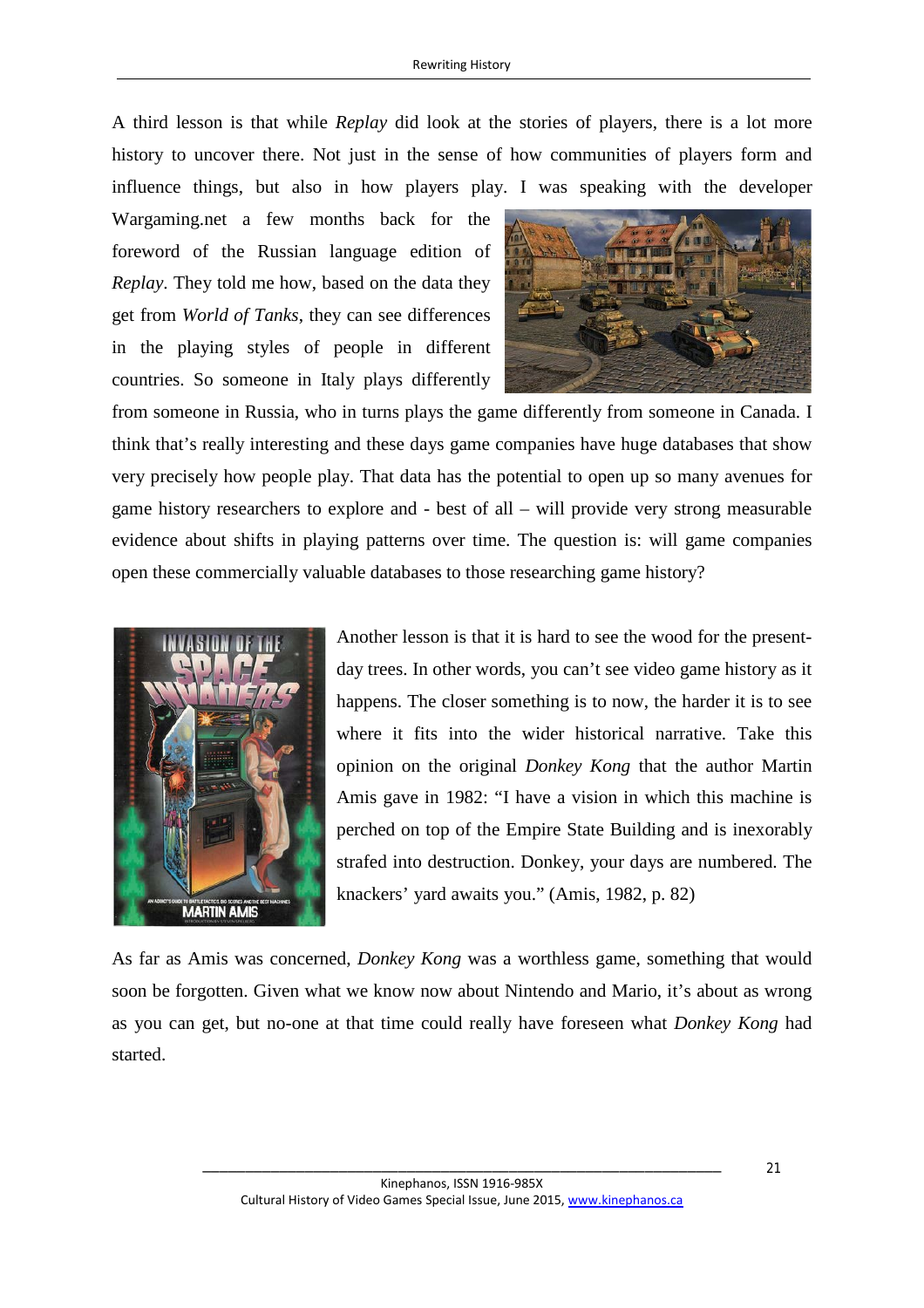A third lesson is that while *Replay* did look at the stories of players, there is a lot more history to uncover there. Not just in the sense of how communities of players form and influence things, but also in how players play. I was speaking with the developer Wargaming.net a few months back for the foreword of the Russian language edition of *Replay*. They told me how, based on the data they get from *World of Tanks*, they can see differences in the playing styles of people in different countries. So someone in Italy plays differently from someone in Russia, who in turns plays the game differently from someone in Canada. I think that's really interesting and these days game companies have huge databases that show very precisely how people play. That data has the potential to open up so many avenues for game history researchers to explore and - best of all – will provide very strong measurable evidence about shifts in playing patterns over time. The question is: will game companies open these commercially valuable databases to those researching game history?

Another lesson is that it is hard to see the wood for the present-day trees. In other words, you can't see video game history as it happens. The closer something is to now, the harder it is to see where it fits into the wider historical narrative. Take this opinion on the original *Donkey Kong* that the author Martin Amis gave in 1982: "I have a vision in which this machine is perched on top of the Empire State Building and is inexorably strafed into destruction. Donkey, your days are numbered. The knackers' yard awaits you." (Amis, 1982, p. 82)

As far as Amis was concerned, *Donkey Kong* was a worthless game, something that would soon be forgotten. Given what we know now about Nintendo and Mario, it's about as wrong as you can get, but no-one at that time could really have foreseen what *Donkey Kong* had started.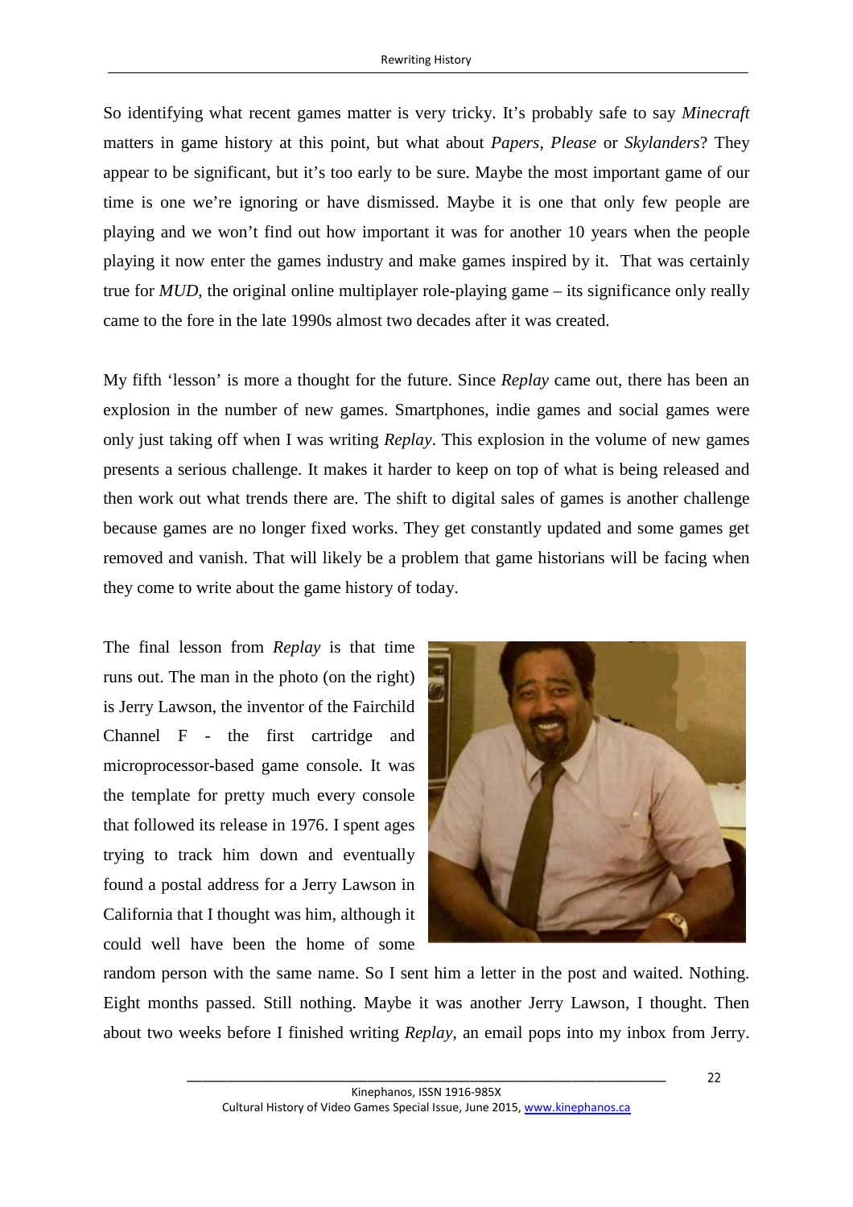So identifying what recent games matter is very tricky. It's probably safe to say *Minecraft* matters in game history at this point, but what about *Papers, Please* or *Skylanders*? They appear to be significant, but it's too early to be sure. Maybe the most important game of our time is one we're ignoring or have dismissed. Maybe it is one that only few people are playing and we won't find out how important it was for another 10 years when the people playing it now enter the games industry and make games inspired by it. That was certainly true for *MUD*, the original online multiplayer role-playing game – its significance only really came to the fore in the late 1990s almost two decades after it was created.

My fifth 'lesson' is more a thought for the future. Since *Replay* came out, there has been an explosion in the number of new games. Smartphones, indie games and social games were only just taking off when I was writing *Replay*. This explosion in the volume of new games presents a serious challenge. It makes it harder to keep on top of what is being released and then work out what trends there are. The shift to digital sales of games is another challenge because games are no longer fixed works. They get constantly updated and some games get removed and vanish. That will likely be a problem that game historians will be facing when they come to write about the game history of today.

The final lesson from *Replay* is that time runs out. The man in the photo (on the right) is Jerry Lawson, the inventor of the Fairchild Channel F - the first cartridge and microprocessor-based game console. It was the template for pretty much every console that followed its release in 1976. I spent ages trying to track him down and eventually found a postal address for a Jerry Lawson in California that I thought was him, although it could well have been the home of some random person with the same name. So I sent him a letter in the post and waited. Nothing. Eight months passed. Still nothing. Maybe it was another Jerry Lawson, I thought. Then about two weeks before I finished writing *Replay*, an email pops into my inbox from Jerry.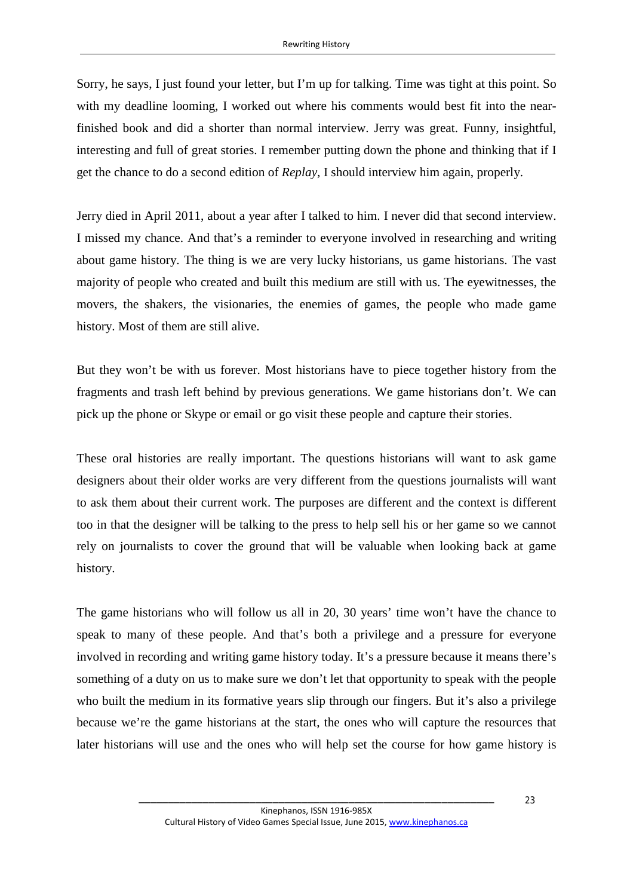Sorry, he says, I just found your letter, but I'm up for talking. Time was tight at this point. So with my deadline looming, I worked out where his comments would best fit into the near-finished book and did a shorter than normal interview. Jerry was great. Funny, insightful, interesting and full of great stories. I remember putting down the phone and thinking that if I get the chance to do a second edition of *Replay*, I should interview him again, properly.

Jerry died in April 2011, about a year after I talked to him. I never did that second interview. I missed my chance. And that's a reminder to everyone involved in researching and writing about game history. The thing is we are very lucky historians, us game historians. The vast majority of people who created and built this medium are still with us. The eyewitnesses, the movers, the shakers, the visionaries, the enemies of games, the people who made game history. Most of them are still alive.

But they won't be with us forever. Most historians have to piece together history from the fragments and trash left behind by previous generations. We game historians don't. We can pick up the phone or Skype or email or go visit these people and capture their stories.

These oral histories are really important. The questions historians will want to ask game designers about their older works are very different from the questions journalists will want to ask them about their current work. The purposes are different and the context is different too in that the designer will be talking to the press to help sell his or her game so we cannot rely on journalists to cover the ground that will be valuable when looking back at game history.

The game historians who will follow us all in 20, 30 years' time won't have the chance to speak to many of these people. And that's both a privilege and a pressure for everyone involved in recording and writing game history today. It's a pressure because it means there's something of a duty on us to make sure we don't let that opportunity to speak with the people who built the medium in its formative years slip through our fingers. But it's also a privilege because we're the game historians at the start, the ones who will capture the resources that later historians will use and the ones who will help set the course for how game history is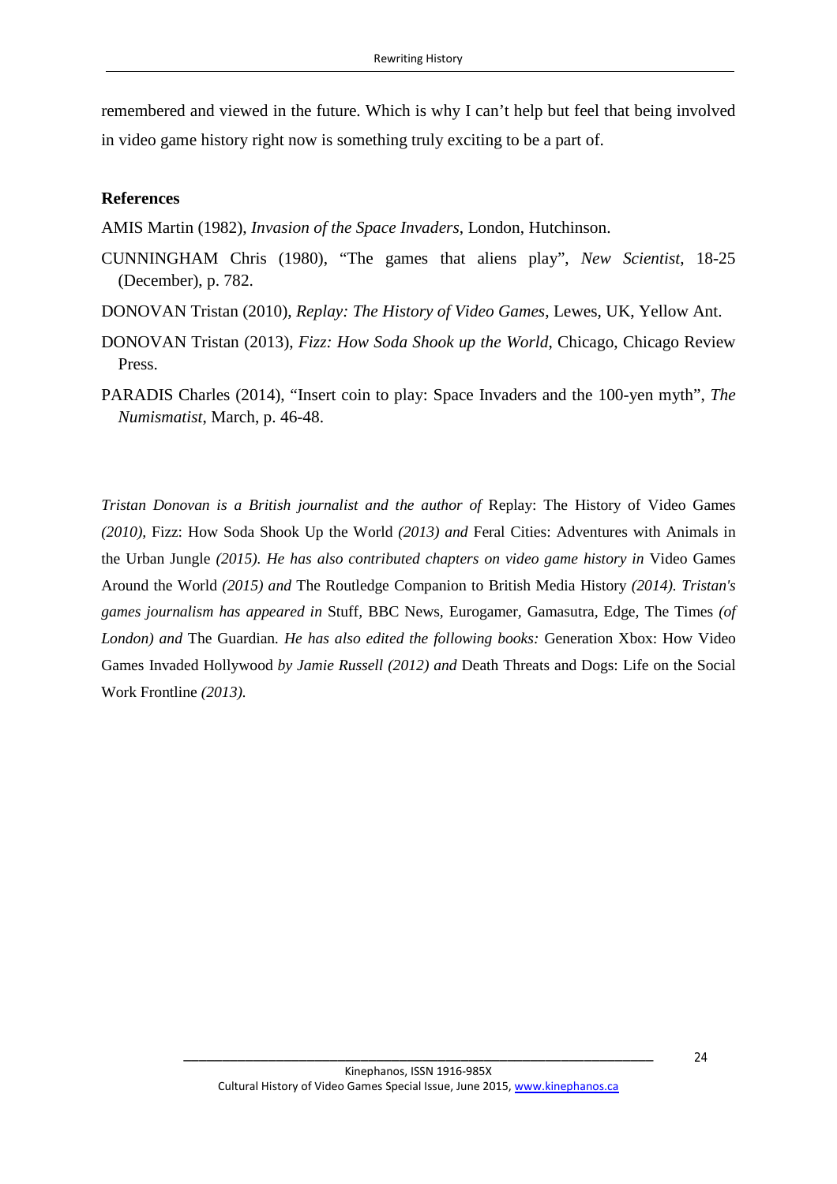remembered and viewed in the future. Which is why I can't help but feel that being involved in video game history right now is something truly exciting to be a part of.

## References

AMIS Martin (1982), *Invasion of the Space Invaders*, London, Hutchinson.

CUNNINGHAM Chris (1980), "The games that aliens play", *New Scientist*, 18-25 (December), p. 782.

DONOVAN Tristan (2010), *Replay: The History of Video Games*, Lewes, UK, Yellow Ant.

DONOVAN Tristan (2013), *Fizz: How Soda Shook up the World*, Chicago, Chicago Review Press.

PARADIS Charles (2014), "Insert coin to play: Space Invaders and the 100-yen myth", *The Numismatist*, March, p. 46-48.

*Tristan Donovan is a British journalist and the author of* Replay: The History of Video Games *(2010),* Fizz: How Soda Shook Up the World *(2013) and* Feral Cities: Adventures with Animals in the Urban Jungle *(2015). He has also contributed chapters on video game history in* Video Games Around the World *(2015) and* The Routledge Companion to British Media History *(2014). Tristan's games journalism has appeared in* Stuff, BBC News, Eurogamer, Gamasutra, Edge, The Times *(of London) and* The Guardian*. He has also edited the following books:* Generation Xbox: How Video Games Invaded Hollywood *by Jamie Russell (2012) and* Death Threats and Dogs: Life on the Social Work Frontline *(2013).*